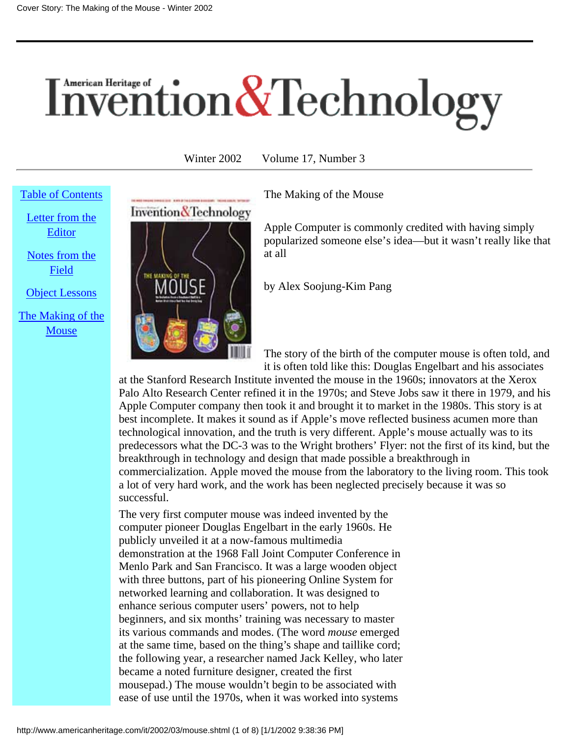# American Heritage of Invention & Technology

Winter 2002 Volume 17, Number 3

- Table of Contents
- Letter from the Editor
- Notes from the Field
- Object Lessons
- The Making of the Mouse

## The Making of the Mouse

Apple Computer is commonly credited with having simply popularized someone else's idea—but it wasn't really like that at all

by Alex Soojung-Kim Pang

The story of the birth of the computer mouse is often told, and it is often told like this: Douglas Engelbart and his associates at the Stanford Research Institute invented the mouse in the 1960s; innovators at the Xerox Palo Alto Research Center refined it in the 1970s; and Steve Jobs saw it there in 1979, and his Apple Computer company then took it and brought it to market in the 1980s. This story is at best incomplete. It makes it sound as if Apple's move reflected business acumen more than technological innovation, and the truth is very different. Apple's mouse actually was to its predecessors what the DC-3 was to the Wright brothers' Flyer: not the first of its kind, but the breakthrough in technology and design that made possible a breakthrough in commercialization. Apple moved the mouse from the laboratory to the living room. This took a lot of very hard work, and the work has been neglected precisely because it was so successful.

The very first computer mouse was indeed invented by the computer pioneer Douglas Engelbart in the early 1960s. He publicly unveiled it at a now-famous multimedia demonstration at the 1968 Fall Joint Computer Conference in Menlo Park and San Francisco. It was a large wooden object with three buttons, part of his pioneering Online System for networked learning and collaboration. It was designed to enhance serious computer users' powers, not to help beginners, and six months' training was necessary to master its various commands and modes. (The word *mouse* emerged at the same time, based on the thing's shape and taillike cord; the following year, a researcher named Jack Kelley, who later became a noted furniture designer, created the first mousepad.) The mouse wouldn't begin to be associated with ease of use until the 1970s, when it was worked into systems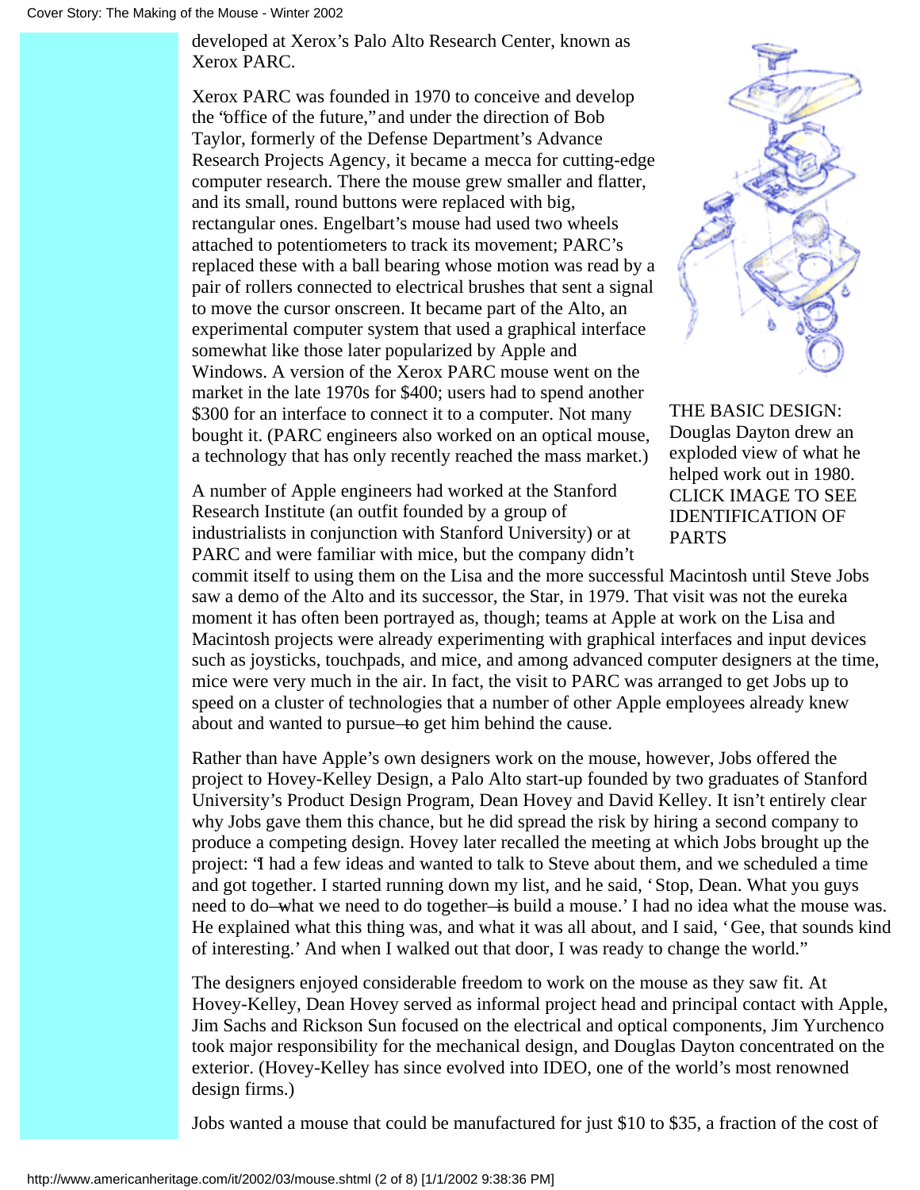developed at Xerox's Palo Alto Research Center, known as Xerox PARC.

Xerox PARC was founded in 1970 to conceive and develop the "office of the future," and under the direction of Bob Taylor, formerly of the Defense Department's Advance Research Projects Agency, it became a mecca for cutting-edge computer research. There the mouse grew smaller and flatter, and its small, round buttons were replaced with big, rectangular ones. Engelbart's mouse had used two wheels attached to potentiometers to track its movement; PARC's replaced these with a ball bearing whose motion was read by a pair of rollers connected to electrical brushes that sent a signal to move the cursor onscreen. It became part of the Alto, an experimental computer system that used a graphical interface somewhat like those later popularized by Apple and Windows. A version of the Xerox PARC mouse went on the market in the late 1970s for $400; users had to spend another $300 for an interface to connect it to a computer. Not many bought it. (PARC engineers also worked on an optical mouse, a technology that has only recently reached the mass market.)

THE BASIC DESIGN: Douglas Dayton drew an exploded view of what he helped work out in 1980. CLICK IMAGE TO SEE IDENTIFICATION OF PARTS

A number of Apple engineers had worked at the Stanford Research Institute (an outfit founded by a group of industrialists in conjunction with Stanford University) or at PARC and were familiar with mice, but the company didn't commit itself to using them on the Lisa and the more successful Macintosh until Steve Jobs saw a demo of the Alto and its successor, the Star, in 1979. That visit was not the eureka moment it has often been portrayed as, though; teams at Apple at work on the Lisa and Macintosh projects were already experimenting with graphical interfaces and input devices such as joysticks, touchpads, and mice, and among advanced computer designers at the time, mice were very much in the air. In fact, the visit to PARC was arranged to get Jobs up to speed on a cluster of technologies that a number of other Apple employees already knew about and wanted to pursue—to get him behind the cause.

Rather than have Apple's own designers work on the mouse, however, Jobs offered the project to Hovey-Kelley Design, a Palo Alto start-up founded by two graduates of Stanford University's Product Design Program, Dean Hovey and David Kelley. It isn't entirely clear why Jobs gave them this chance, but he did spread the risk by hiring a second company to produce a competing design. Hovey later recalled the meeting at which Jobs brought up the project: "I had a few ideas and wanted to talk to Steve about them, and we scheduled a time and got together. I started running down my list, and he said, 'Stop, Dean. What you guys need to do—what we need to do together—is build a mouse.' I had no idea what the mouse was. He explained what this thing was, and what it was all about, and I said, 'Gee, that sounds kind of interesting.' And when I walked out that door, I was ready to change the world."

The designers enjoyed considerable freedom to work on the mouse as they saw fit. At Hovey-Kelley, Dean Hovey served as informal project head and principal contact with Apple, Jim Sachs and Rickson Sun focused on the electrical and optical components, Jim Yurchenco took major responsibility for the mechanical design, and Douglas Dayton concentrated on the exterior. (Hovey-Kelley has since evolved into IDEO, one of the world's most renowned design firms.)

Jobs wanted a mouse that could be manufactured for just $10 to $35, a fraction of the cost of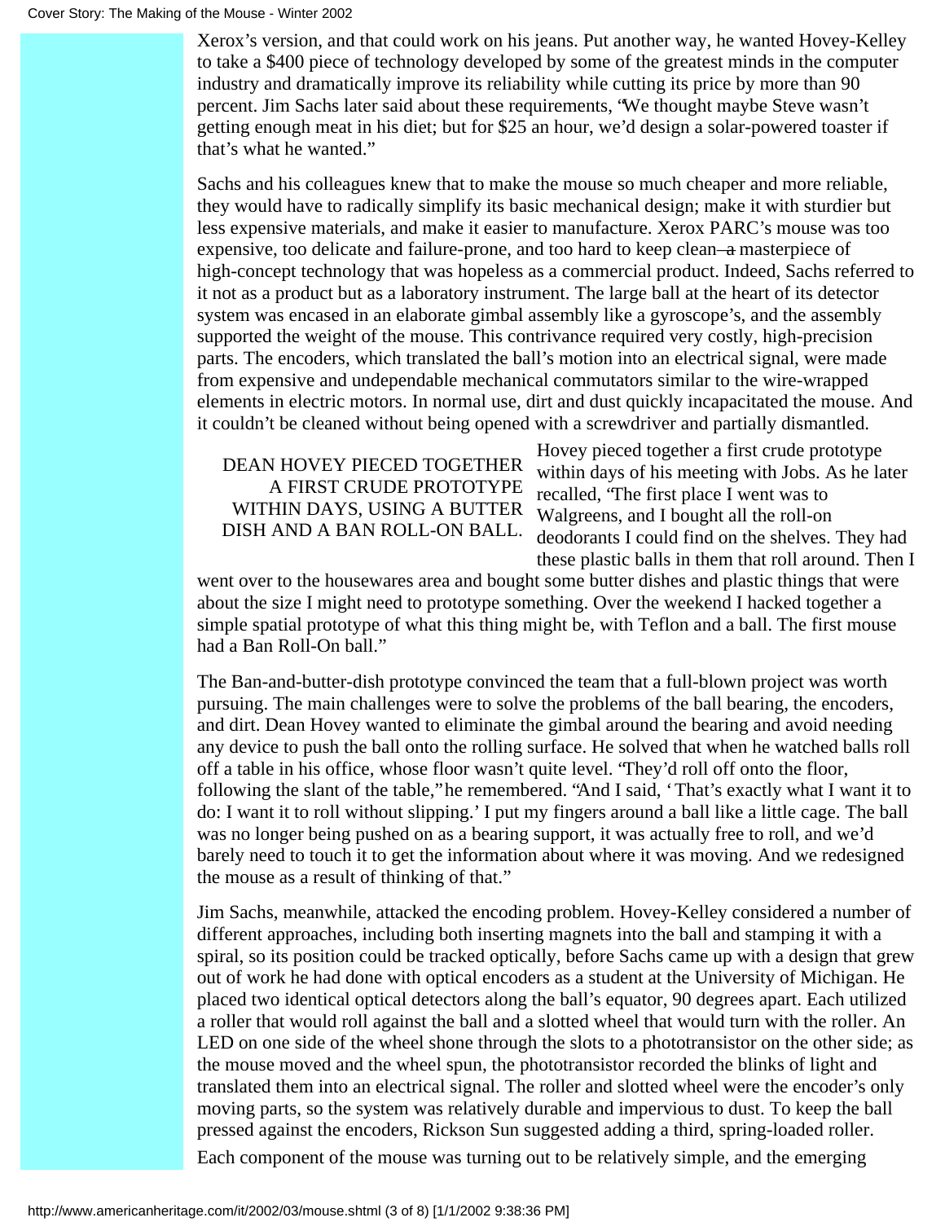Xerox's version, and that could work on his jeans. Put another way, he wanted Hovey-Kelley to take a $400 piece of technology developed by some of the greatest minds in the computer industry and dramatically improve its reliability while cutting its price by more than 90 percent. Jim Sachs later said about these requirements, "We thought maybe Steve wasn't getting enough meat in his diet; but for $25 an hour, we'd design a solar-powered toaster if that's what he wanted."

Sachs and his colleagues knew that to make the mouse so much cheaper and more reliable, they would have to radically simplify its basic mechanical design; make it with sturdier but less expensive materials, and make it easier to manufacture. Xerox PARC's mouse was too expensive, too delicate and failure-prone, and too hard to keep clean—a masterpiece of high-concept technology that was hopeless as a commercial product. Indeed, Sachs referred to it not as a product but as a laboratory instrument. The large ball at the heart of its detector system was encased in an elaborate gimbal assembly like a gyroscope's, and the assembly supported the weight of the mouse. This contrivance required very costly, high-precision parts. The encoders, which translated the ball's motion into an electrical signal, were made from expensive and undependable mechanical commutators similar to the wire-wrapped elements in electric motors. In normal use, dirt and dust quickly incapacitated the mouse. And it couldn't be cleaned without being opened with a screwdriver and partially dismantled.

DEAN HOVEY PIECED TOGETHER A FIRST CRUDE PROTOTYPE WITHIN DAYS, USING A BUTTER DISH AND A BAN ROLL-ON BALL.

Hovey pieced together a first crude prototype within days of his meeting with Jobs. As he later recalled, "The first place I went was to Walgreens, and I bought all the roll-on deodorants I could find on the shelves. They had these plastic balls in them that roll around. Then I went over to the housewares area and bought some butter dishes and plastic things that were about the size I might need to prototype something. Over the weekend I hacked together a simple spatial prototype of what this thing might be, with Teflon and a ball. The first mouse had a Ban Roll-On ball."

The Ban-and-butter-dish prototype convinced the team that a full-blown project was worth pursuing. The main challenges were to solve the problems of the ball bearing, the encoders, and dirt. Dean Hovey wanted to eliminate the gimbal around the bearing and avoid needing any device to push the ball onto the rolling surface. He solved that when he watched balls roll off a table in his office, whose floor wasn't quite level. "They'd roll off onto the floor, following the slant of the table," he remembered. "And I said, 'That's exactly what I want it to do: I want it to roll without slipping.' I put my fingers around a ball like a little cage. The ball was no longer being pushed on as a bearing support, it was actually free to roll, and we'd barely need to touch it to get the information about where it was moving. And we redesigned the mouse as a result of thinking of that."

Jim Sachs, meanwhile, attacked the encoding problem. Hovey-Kelley considered a number of different approaches, including both inserting magnets into the ball and stamping it with a spiral, so its position could be tracked optically, before Sachs came up with a design that grew out of work he had done with optical encoders as a student at the University of Michigan. He placed two identical optical detectors along the ball's equator, 90 degrees apart. Each utilized a roller that would roll against the ball and a slotted wheel that would turn with the roller. An LED on one side of the wheel shone through the slots to a phototransistor on the other side; as the mouse moved and the wheel spun, the phototransistor recorded the blinks of light and translated them into an electrical signal. The roller and slotted wheel were the encoder's only moving parts, so the system was relatively durable and impervious to dust. To keep the ball pressed against the encoders, Rickson Sun suggested adding a third, spring-loaded roller.

Each component of the mouse was turning out to be relatively simple, and the emerging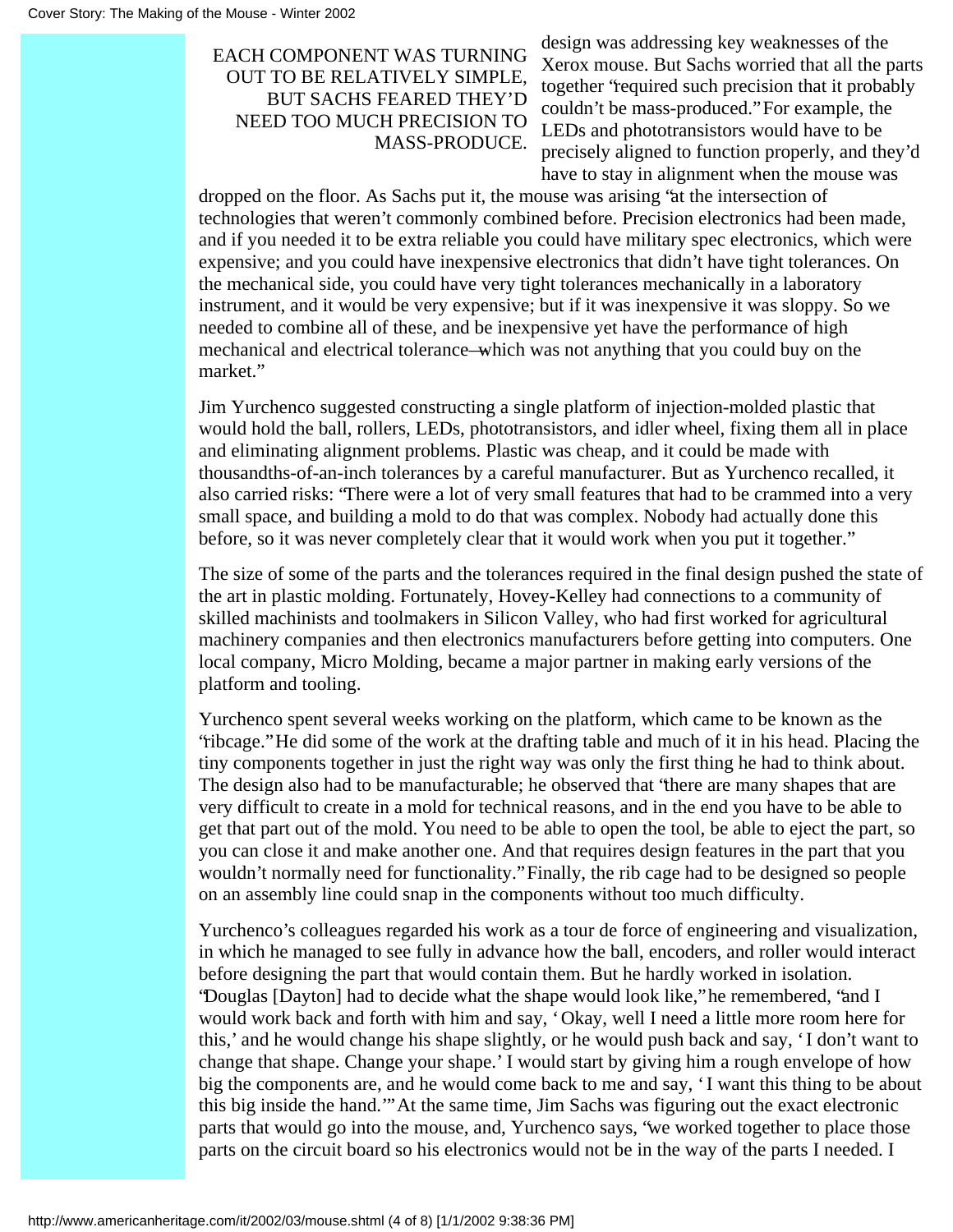> EACH COMPONENT WAS TURNING OUT TO BE RELATIVELY SIMPLE, BUT SACHS FEARED THEY'D NEED TOO MUCH PRECISION TO MASS-PRODUCE.

design was addressing key weaknesses of the Xerox mouse. But Sachs worried that all the parts together "required such precision that it probably couldn't be mass-produced." For example, the LEDs and phototransistors would have to be precisely aligned to function properly, and they'd have to stay in alignment when the mouse was dropped on the floor. As Sachs put it, the mouse was arising "at the intersection of technologies that weren't commonly combined before. Precision electronics had been made, and if you needed it to be extra reliable you could have military spec electronics, which were expensive; and you could have inexpensive electronics that didn't have tight tolerances. On the mechanical side, you could have very tight tolerances mechanically in a laboratory instrument, and it would be very expensive; but if it was inexpensive it was sloppy. So we needed to combine all of these, and be inexpensive yet have the performance of high mechanical and electrical tolerance—which was not anything that you could buy on the market."

Jim Yurchenco suggested constructing a single platform of injection-molded plastic that would hold the ball, rollers, LEDs, phototransistors, and idler wheel, fixing them all in place and eliminating alignment problems. Plastic was cheap, and it could be made with thousandths-of-an-inch tolerances by a careful manufacturer. But as Yurchenco recalled, it also carried risks: "There were a lot of very small features that had to be crammed into a very small space, and building a mold to do that was complex. Nobody had actually done this before, so it was never completely clear that it would work when you put it together."

The size of some of the parts and the tolerances required in the final design pushed the state of the art in plastic molding. Fortunately, Hovey-Kelley had connections to a community of skilled machinists and toolmakers in Silicon Valley, who had first worked for agricultural machinery companies and then electronics manufacturers before getting into computers. One local company, Micro Molding, became a major partner in making early versions of the platform and tooling.

Yurchenco spent several weeks working on the platform, which came to be known as the "ribcage." He did some of the work at the drafting table and much of it in his head. Placing the tiny components together in just the right way was only the first thing he had to think about. The design also had to be manufacturable; he observed that "there are many shapes that are very difficult to create in a mold for technical reasons, and in the end you have to be able to get that part out of the mold. You need to be able to open the tool, be able to eject the part, so you can close it and make another one. And that requires design features in the part that you wouldn't normally need for functionality." Finally, the rib cage had to be designed so people on an assembly line could snap in the components without too much difficulty.

Yurchenco's colleagues regarded his work as a tour de force of engineering and visualization, in which he managed to see fully in advance how the ball, encoders, and roller would interact before designing the part that would contain them. But he hardly worked in isolation. "Douglas [Dayton] had to decide what the shape would look like," he remembered, "and I would work back and forth with him and say, 'Okay, well I need a little more room here for this,' and he would change his shape slightly, or he would push back and say, 'I don't want to change that shape. Change your shape.' I would start by giving him a rough envelope of how big the components are, and he would come back to me and say, 'I want this thing to be about this big inside the hand.'" At the same time, Jim Sachs was figuring out the exact electronic parts that would go into the mouse, and, Yurchenco says, "we worked together to place those parts on the circuit board so his electronics would not be in the way of the parts I needed. I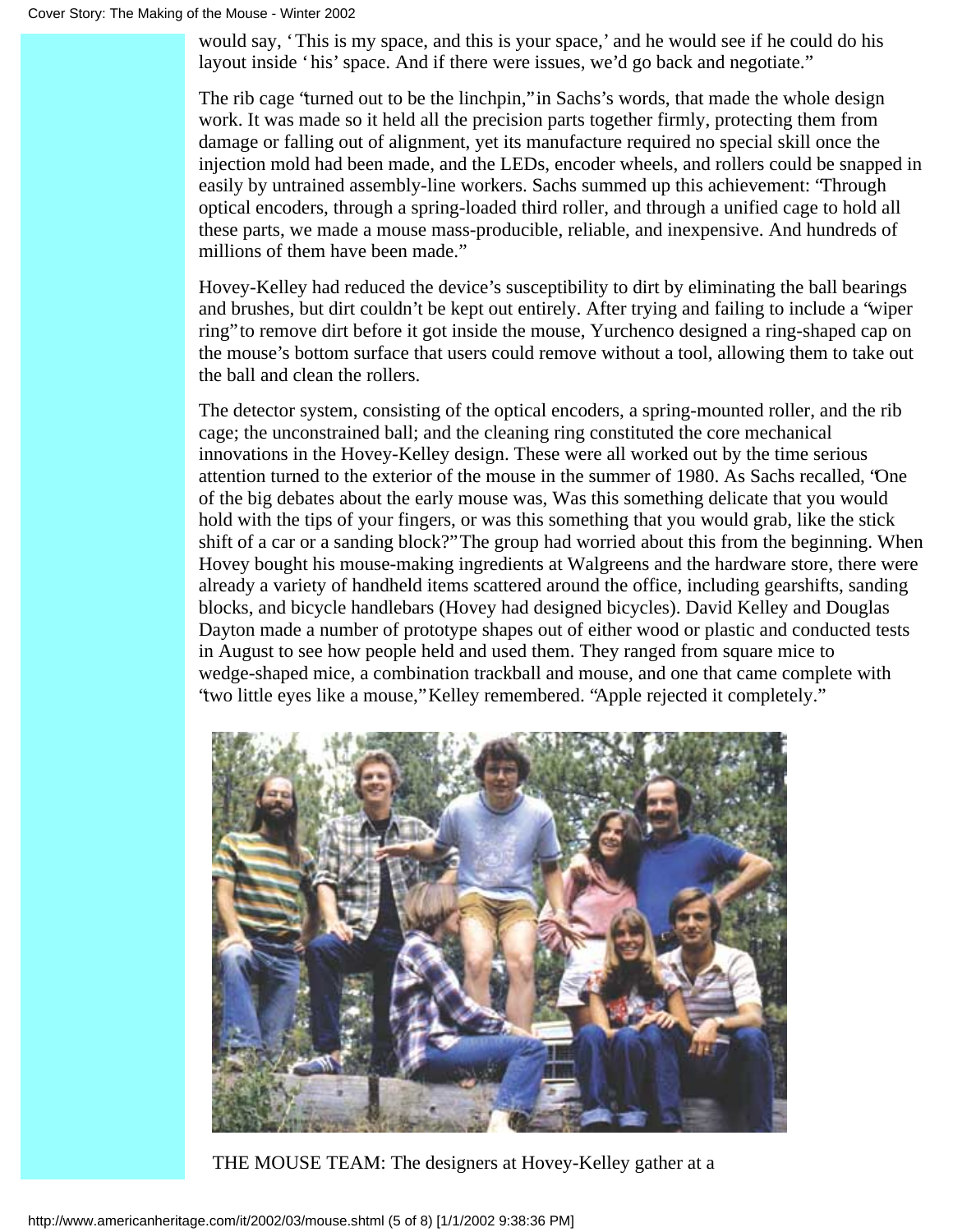would say, 'This is my space, and this is your space,' and he would see if he could do his layout inside 'his' space. And if there were issues, we'd go back and negotiate."

The rib cage "turned out to be the linchpin," in Sachs's words, that made the whole design work. It was made so it held all the precision parts together firmly, protecting them from damage or falling out of alignment, yet its manufacture required no special skill once the injection mold had been made, and the LEDs, encoder wheels, and rollers could be snapped in easily by untrained assembly-line workers. Sachs summed up this achievement: "Through optical encoders, through a spring-loaded third roller, and through a unified cage to hold all these parts, we made a mouse mass-producible, reliable, and inexpensive. And hundreds of millions of them have been made."

Hovey-Kelley had reduced the device's susceptibility to dirt by eliminating the ball bearings and brushes, but dirt couldn't be kept out entirely. After trying and failing to include a "wiper ring" to remove dirt before it got inside the mouse, Yurchenco designed a ring-shaped cap on the mouse's bottom surface that users could remove without a tool, allowing them to take out the ball and clean the rollers.

The detector system, consisting of the optical encoders, a spring-mounted roller, and the rib cage; the unconstrained ball; and the cleaning ring constituted the core mechanical innovations in the Hovey-Kelley design. These were all worked out by the time serious attention turned to the exterior of the mouse in the summer of 1980. As Sachs recalled, "One of the big debates about the early mouse was, Was this something delicate that you would hold with the tips of your fingers, or was this something that you would grab, like the stick shift of a car or a sanding block?" The group had worried about this from the beginning. When Hovey bought his mouse-making ingredients at Walgreens and the hardware store, there were already a variety of handheld items scattered around the office, including gearshifts, sanding blocks, and bicycle handlebars (Hovey had designed bicycles). David Kelley and Douglas Dayton made a number of prototype shapes out of either wood or plastic and conducted tests in August to see how people held and used them. They ranged from square mice to wedge-shaped mice, a combination trackball and mouse, and one that came complete with "two little eyes like a mouse," Kelley remembered. "Apple rejected it completely."

THE MOUSE TEAM: The designers at Hovey-Kelley gather at a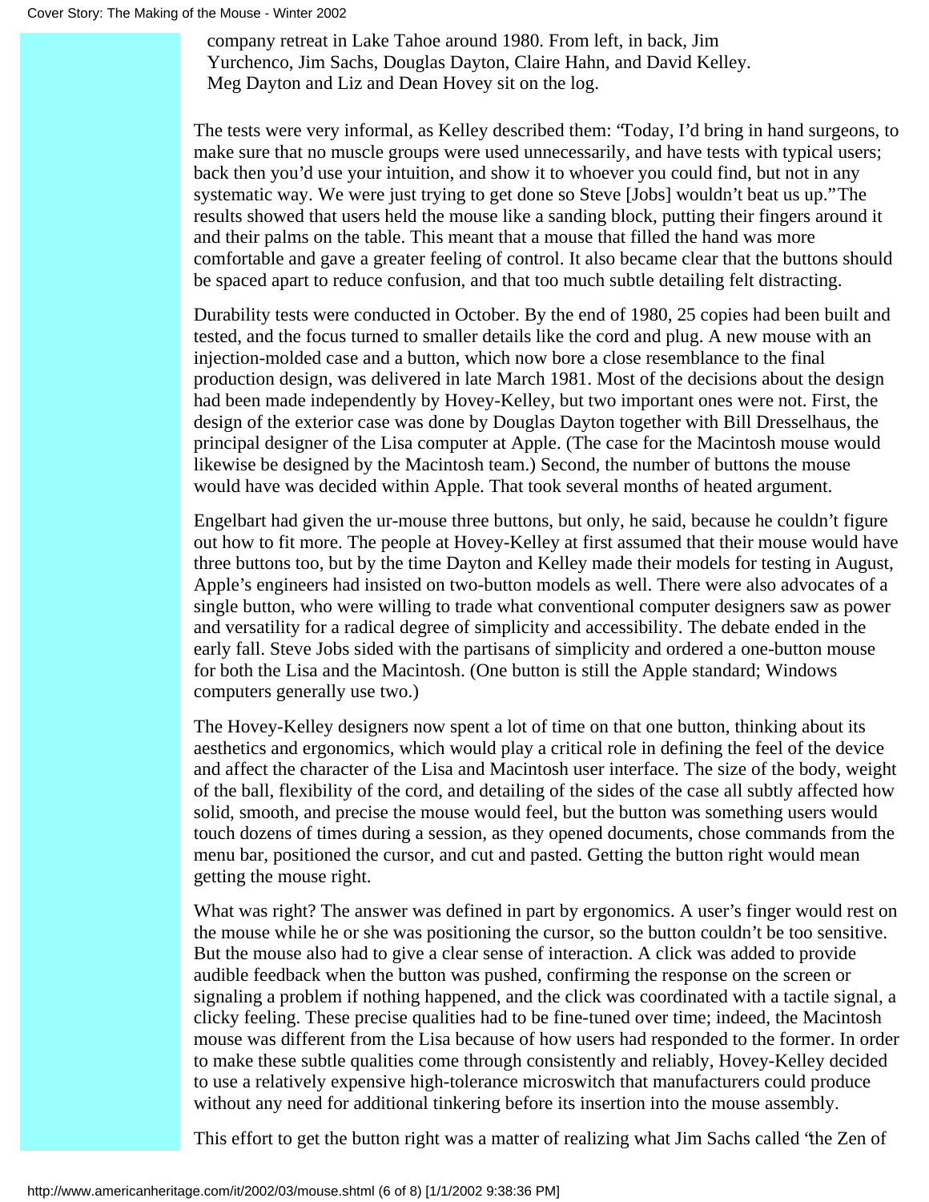company retreat in Lake Tahoe around 1980. From left, in back, Jim Yurchenco, Jim Sachs, Douglas Dayton, Claire Hahn, and David Kelley. Meg Dayton and Liz and Dean Hovey sit on the log.

The tests were very informal, as Kelley described them: "Today, I'd bring in hand surgeons, to make sure that no muscle groups were used unnecessarily, and have tests with typical users; back then you'd use your intuition, and show it to whoever you could find, but not in any systematic way. We were just trying to get done so Steve [Jobs] wouldn't beat us up." The results showed that users held the mouse like a sanding block, putting their fingers around it and their palms on the table. This meant that a mouse that filled the hand was more comfortable and gave a greater feeling of control. It also became clear that the buttons should be spaced apart to reduce confusion, and that too much subtle detailing felt distracting.

Durability tests were conducted in October. By the end of 1980, 25 copies had been built and tested, and the focus turned to smaller details like the cord and plug. A new mouse with an injection-molded case and a button, which now bore a close resemblance to the final production design, was delivered in late March 1981. Most of the decisions about the design had been made independently by Hovey-Kelley, but two important ones were not. First, the design of the exterior case was done by Douglas Dayton together with Bill Dresselhaus, the principal designer of the Lisa computer at Apple. (The case for the Macintosh mouse would likewise be designed by the Macintosh team.) Second, the number of buttons the mouse would have was decided within Apple. That took several months of heated argument.

Engelbart had given the ur-mouse three buttons, but only, he said, because he couldn't figure out how to fit more. The people at Hovey-Kelley at first assumed that their mouse would have three buttons too, but by the time Dayton and Kelley made their models for testing in August, Apple's engineers had insisted on two-button models as well. There were also advocates of a single button, who were willing to trade what conventional computer designers saw as power and versatility for a radical degree of simplicity and accessibility. The debate ended in the early fall. Steve Jobs sided with the partisans of simplicity and ordered a one-button mouse for both the Lisa and the Macintosh. (One button is still the Apple standard; Windows computers generally use two.)

The Hovey-Kelley designers now spent a lot of time on that one button, thinking about its aesthetics and ergonomics, which would play a critical role in defining the feel of the device and affect the character of the Lisa and Macintosh user interface. The size of the body, weight of the ball, flexibility of the cord, and detailing of the sides of the case all subtly affected how solid, smooth, and precise the mouse would feel, but the button was something users would touch dozens of times during a session, as they opened documents, chose commands from the menu bar, positioned the cursor, and cut and pasted. Getting the button right would mean getting the mouse right.

What was right? The answer was defined in part by ergonomics. A user's finger would rest on the mouse while he or she was positioning the cursor, so the button couldn't be too sensitive. But the mouse also had to give a clear sense of interaction. A click was added to provide audible feedback when the button was pushed, confirming the response on the screen or signaling a problem if nothing happened, and the click was coordinated with a tactile signal, a clicky feeling. These precise qualities had to be fine-tuned over time; indeed, the Macintosh mouse was different from the Lisa because of how users had responded to the former. In order to make these subtle qualities come through consistently and reliably, Hovey-Kelley decided to use a relatively expensive high-tolerance microswitch that manufacturers could produce without any need for additional tinkering before its insertion into the mouse assembly.

This effort to get the button right was a matter of realizing what Jim Sachs called "the Zen of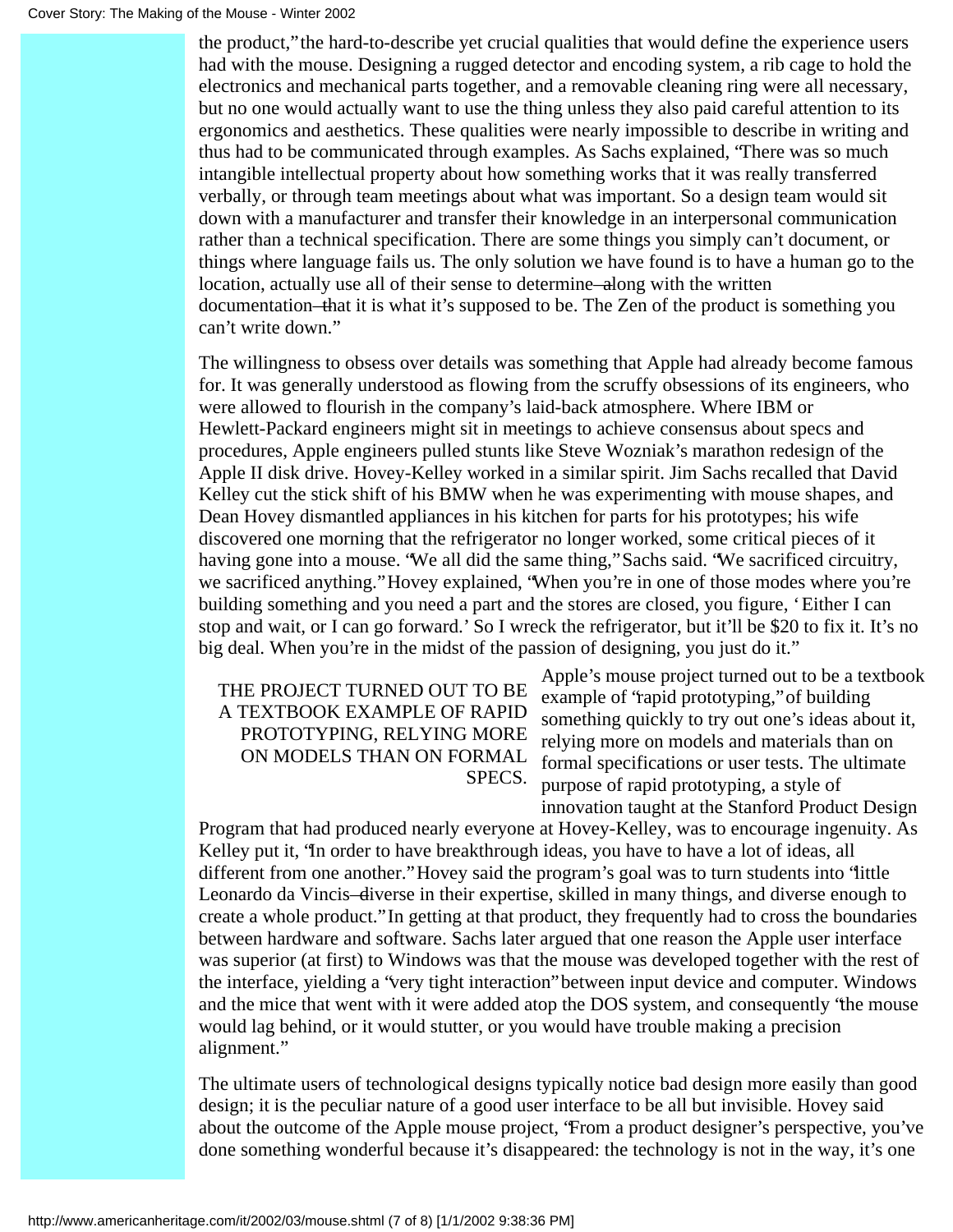the product," the hard-to-describe yet crucial qualities that would define the experience users had with the mouse. Designing a rugged detector and encoding system, a rib cage to hold the electronics and mechanical parts together, and a removable cleaning ring were all necessary, but no one would actually want to use the thing unless they also paid careful attention to its ergonomics and aesthetics. These qualities were nearly impossible to describe in writing and thus had to be communicated through examples. As Sachs explained, "There was so much intangible intellectual property about how something works that it was really transferred verbally, or through team meetings about what was important. So a design team would sit down with a manufacturer and transfer their knowledge in an interpersonal communication rather than a technical specification. There are some things you simply can't document, or things where language fails us. The only solution we have found is to have a human go to the location, actually use all of their sense to determine—along with the written documentation—that it is what it's supposed to be. The Zen of the product is something you can't write down."

The willingness to obsess over details was something that Apple had already become famous for. It was generally understood as flowing from the scruffy obsessions of its engineers, who were allowed to flourish in the company's laid-back atmosphere. Where IBM or Hewlett-Packard engineers might sit in meetings to achieve consensus about specs and procedures, Apple engineers pulled stunts like Steve Wozniak's marathon redesign of the Apple II disk drive. Hovey-Kelley worked in a similar spirit. Jim Sachs recalled that David Kelley cut the stick shift of his BMW when he was experimenting with mouse shapes, and Dean Hovey dismantled appliances in his kitchen for parts for his prototypes; his wife discovered one morning that the refrigerator no longer worked, some critical pieces of it having gone into a mouse. "We all did the same thing," Sachs said. "We sacrificed circuitry, we sacrificed anything." Hovey explained, "When you're in one of those modes where you're building something and you need a part and the stores are closed, you figure, 'Either I can stop and wait, or I can go forward.' So I wreck the refrigerator, but it'll be $20 to fix it. It's no big deal. When you're in the midst of the passion of designing, you just do it."

THE PROJECT TURNED OUT TO BE A TEXTBOOK EXAMPLE OF RAPID PROTOTYPING, RELYING MORE ON MODELS THAN ON FORMAL SPECS.

Apple's mouse project turned out to be a textbook example of "rapid prototyping," of building something quickly to try out one's ideas about it, relying more on models and materials than on formal specifications or user tests. The ultimate purpose of rapid prototyping, a style of innovation taught at the Stanford Product Design Program that had produced nearly everyone at Hovey-Kelley, was to encourage ingenuity. As Kelley put it, "In order to have breakthrough ideas, you have to have a lot of ideas, all different from one another." Hovey said the program's goal was to turn students into "little Leonardo da Vincis—diverse in their expertise, skilled in many things, and diverse enough to create a whole product." In getting at that product, they frequently had to cross the boundaries between hardware and software. Sachs later argued that one reason the Apple user interface was superior (at first) to Windows was that the mouse was developed together with the rest of the interface, yielding a "very tight interaction" between input device and computer. Windows and the mice that went with it were added atop the DOS system, and consequently "the mouse would lag behind, or it would stutter, or you would have trouble making a precision alignment."

The ultimate users of technological designs typically notice bad design more easily than good design; it is the peculiar nature of a good user interface to be all but invisible. Hovey said about the outcome of the Apple mouse project, "From a product designer's perspective, you've done something wonderful because it's disappeared: the technology is not in the way, it's one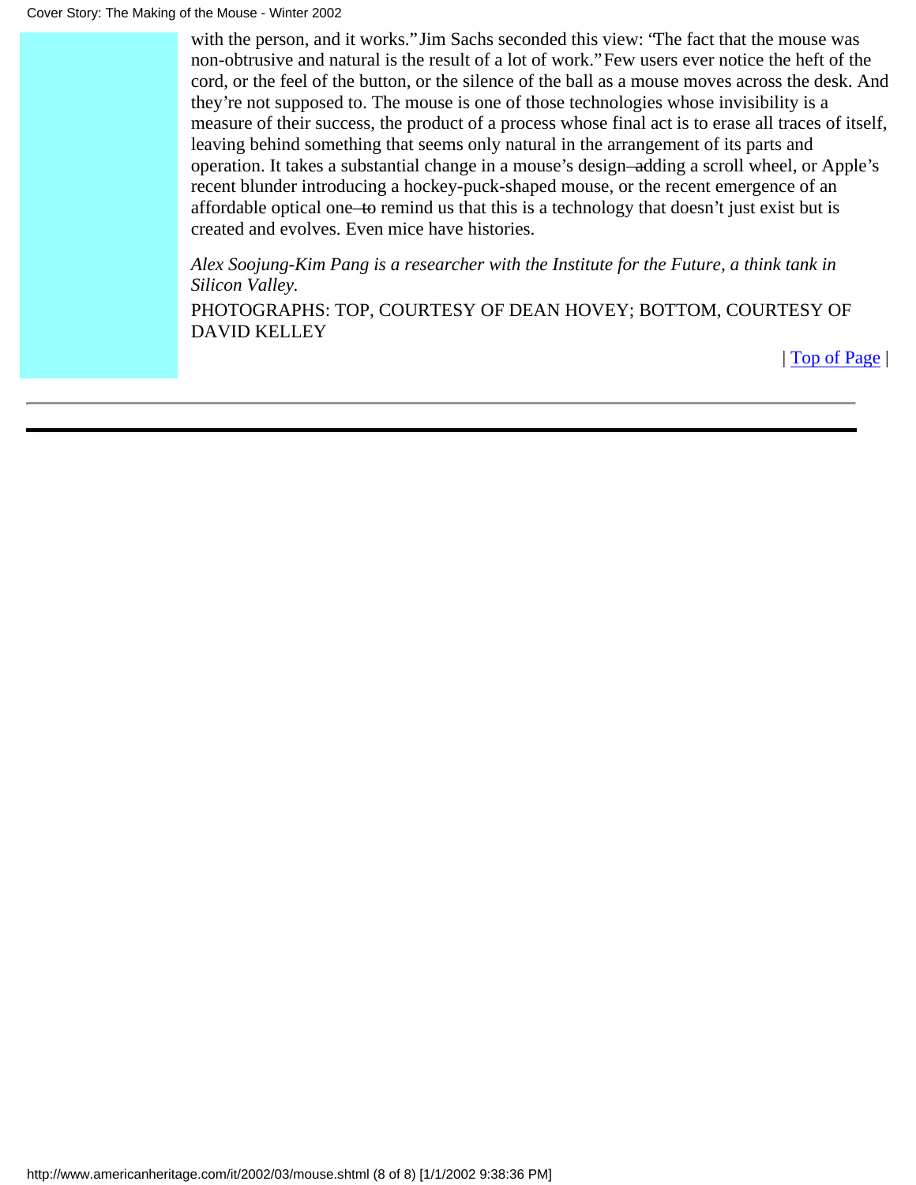with the person, and it works." Jim Sachs seconded this view: "The fact that the mouse was non-obtrusive and natural is the result of a lot of work." Few users ever notice the heft of the cord, or the feel of the button, or the silence of the ball as a mouse moves across the desk. And they're not supposed to. The mouse is one of those technologies whose invisibility is a measure of their success, the product of a process whose final act is to erase all traces of itself, leaving behind something that seems only natural in the arrangement of its parts and operation. It takes a substantial change in a mouse's design—adding a scroll wheel, or Apple's recent blunder introducing a hockey-puck-shaped mouse, or the recent emergence of an affordable optical one—to remind us that this is a technology that doesn't just exist but is created and evolves. Even mice have histories.

*Alex Soojung-Kim Pang is a researcher with the Institute for the Future, a think tank in Silicon Valley.*

PHOTOGRAPHS: TOP, COURTESY OF DEAN HOVEY; BOTTOM, COURTESY OF DAVID KELLEY

| Top of Page |